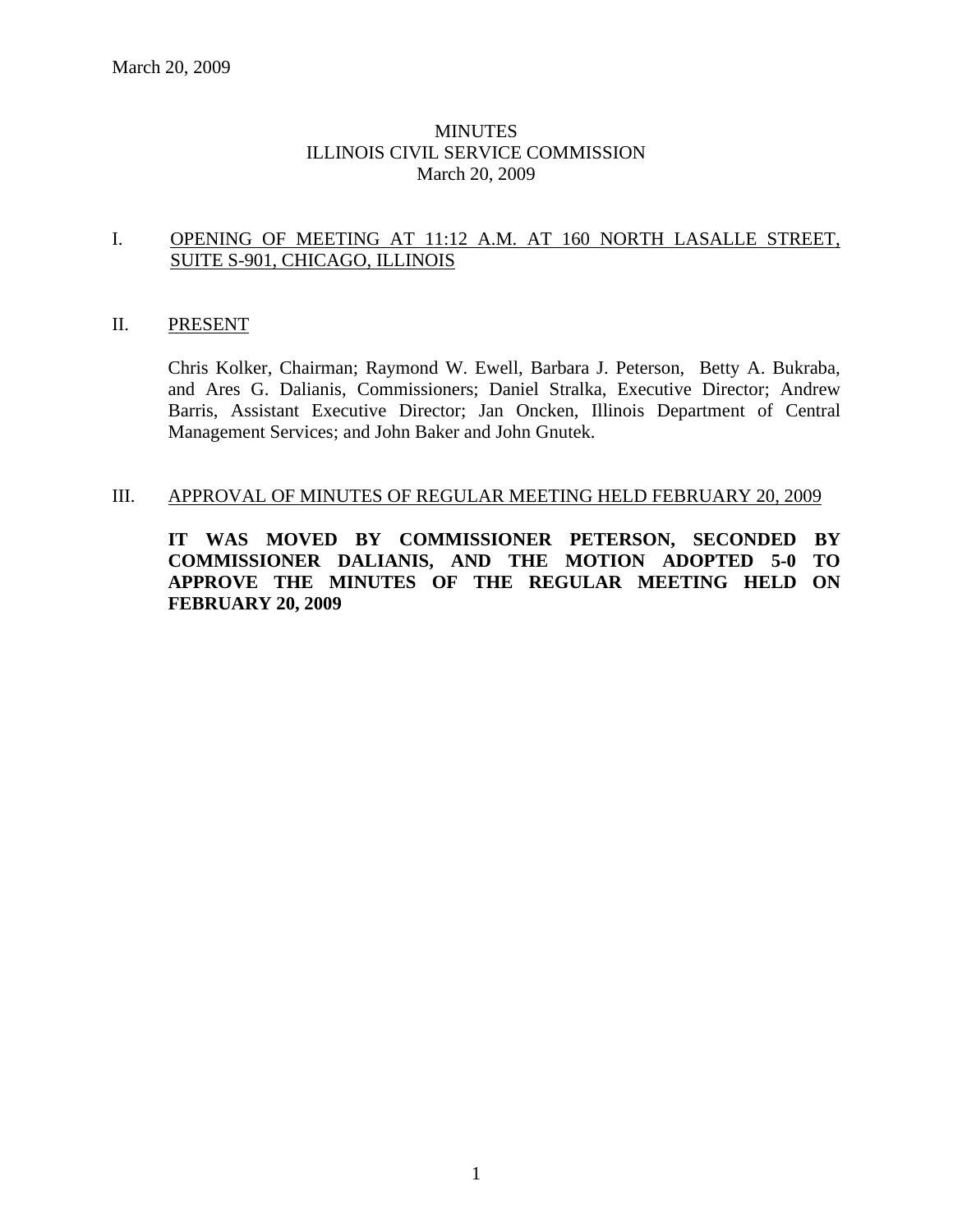March 20, 2009

# MINUTES
# ILLINOIS CIVIL SERVICE COMMISSION
# March 20, 2009

## I. OPENING OF MEETING AT 11:12 A.M. AT 160 NORTH LASALLE STREET, SUITE S-901, CHICAGO, ILLINOIS

## II. PRESENT

Chris Kolker, Chairman; Raymond W. Ewell, Barbara J. Peterson, Betty A. Bukraba, and Ares G. Dalianis, Commissioners; Daniel Stralka, Executive Director; Andrew Barris, Assistant Executive Director; Jan Oncken, Illinois Department of Central Management Services; and John Baker and John Gnutek.

## III. APPROVAL OF MINUTES OF REGULAR MEETING HELD FEBRUARY 20, 2009

**IT WAS MOVED BY COMMISSIONER PETERSON, SECONDED BY COMMISSIONER DALIANIS, AND THE MOTION ADOPTED 5-0 TO APPROVE THE MINUTES OF THE REGULAR MEETING HELD ON FEBRUARY 20, 2009**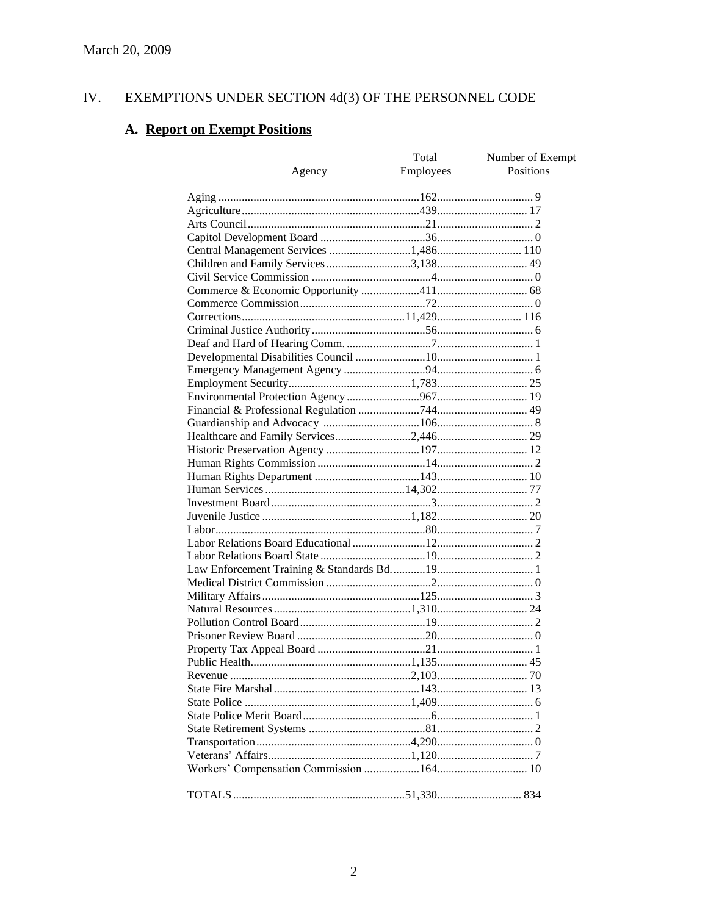March 20, 2009

# IV. EXEMPTIONS UNDER SECTION 4d(3) OF THE PERSONNEL CODE

## A. Report on Exempt Positions

| Agency | Total Employees | Number of Exempt Positions |
|---|---|---|
| Aging | 162 | 9 |
| Agriculture | 439 | 17 |
| Arts Council | 21 | 2 |
| Capitol Development Board | 36 | 0 |
| Central Management Services | 1,486 | 110 |
| Children and Family Services | 3,138 | 49 |
| Civil Service Commission | 4 | 0 |
| Commerce & Economic Opportunity | 411 | 68 |
| Commerce Commission | 72 | 0 |
| Corrections | 11,429 | 116 |
| Criminal Justice Authority | 56 | 6 |
| Deaf and Hard of Hearing Comm. | 7 | 1 |
| Developmental Disabilities Council | 10 | 1 |
| Emergency Management Agency | 94 | 6 |
| Employment Security | 1,783 | 25 |
| Environmental Protection Agency | 967 | 19 |
| Financial & Professional Regulation | 744 | 49 |
| Guardianship and Advocacy | 106 | 8 |
| Healthcare and Family Services | 2,446 | 29 |
| Historic Preservation Agency | 197 | 12 |
| Human Rights Commission | 14 | 2 |
| Human Rights Department | 143 | 10 |
| Human Services | 14,302 | 77 |
| Investment Board | 3 | 2 |
| Juvenile Justice | 1,182 | 20 |
| Labor | 80 | 7 |
| Labor Relations Board Educational | 12 | 2 |
| Labor Relations Board State | 19 | 2 |
| Law Enforcement Training & Standards Bd. | 19 | 1 |
| Medical District Commission | 2 | 0 |
| Military Affairs | 125 | 3 |
| Natural Resources | 1,310 | 24 |
| Pollution Control Board | 19 | 2 |
| Prisoner Review Board | 20 | 0 |
| Property Tax Appeal Board | 21 | 1 |
| Public Health | 1,135 | 45 |
| Revenue | 2,103 | 70 |
| State Fire Marshal | 143 | 13 |
| State Police | 1,409 | 6 |
| State Police Merit Board | 6 | 1 |
| State Retirement Systems | 81 | 2 |
| Transportation | 4,290 | 0 |
| Veterans' Affairs | 1,120 | 7 |
| Workers' Compensation Commission | 164 | 10 |
| TOTALS | 51,330 | 834 |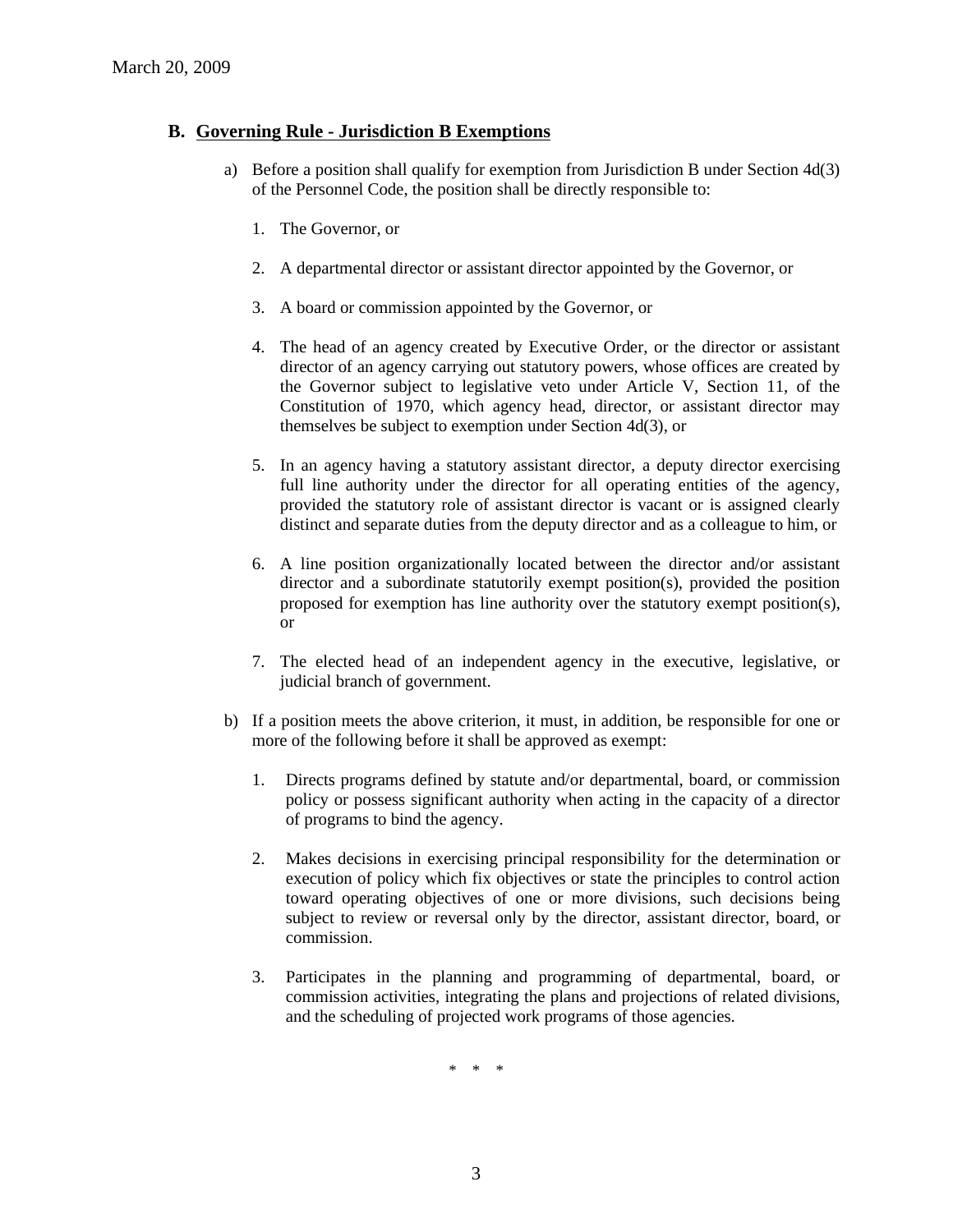### B. Governing Rule - Jurisdiction B Exemptions

a) Before a position shall qualify for exemption from Jurisdiction B under Section 4d(3) of the Personnel Code, the position shall be directly responsible to:

   1. The Governor, or

   2. A departmental director or assistant director appointed by the Governor, or

   3. A board or commission appointed by the Governor, or

   4. The head of an agency created by Executive Order, or the director or assistant director of an agency carrying out statutory powers, whose offices are created by the Governor subject to legislative veto under Article V, Section 11, of the Constitution of 1970, which agency head, director, or assistant director may themselves be subject to exemption under Section 4d(3), or

   5. In an agency having a statutory assistant director, a deputy director exercising full line authority under the director for all operating entities of the agency, provided the statutory role of assistant director is vacant or is assigned clearly distinct and separate duties from the deputy director and as a colleague to him, or

   6. A line position organizationally located between the director and/or assistant director and a subordinate statutorily exempt position(s), provided the position proposed for exemption has line authority over the statutory exempt position(s), or

   7. The elected head of an independent agency in the executive, legislative, or judicial branch of government.

b) If a position meets the above criterion, it must, in addition, be responsible for one or more of the following before it shall be approved as exempt:

   1. Directs programs defined by statute and/or departmental, board, or commission policy or possess significant authority when acting in the capacity of a director of programs to bind the agency.

   2. Makes decisions in exercising principal responsibility for the determination or execution of policy which fix objectives or state the principles to control action toward operating objectives of one or more divisions, such decisions being subject to review or reversal only by the director, assistant director, board, or commission.

   3. Participates in the planning and programming of departmental, board, or commission activities, integrating the plans and projections of related divisions, and the scheduling of projected work programs of those agencies.

\* \* \*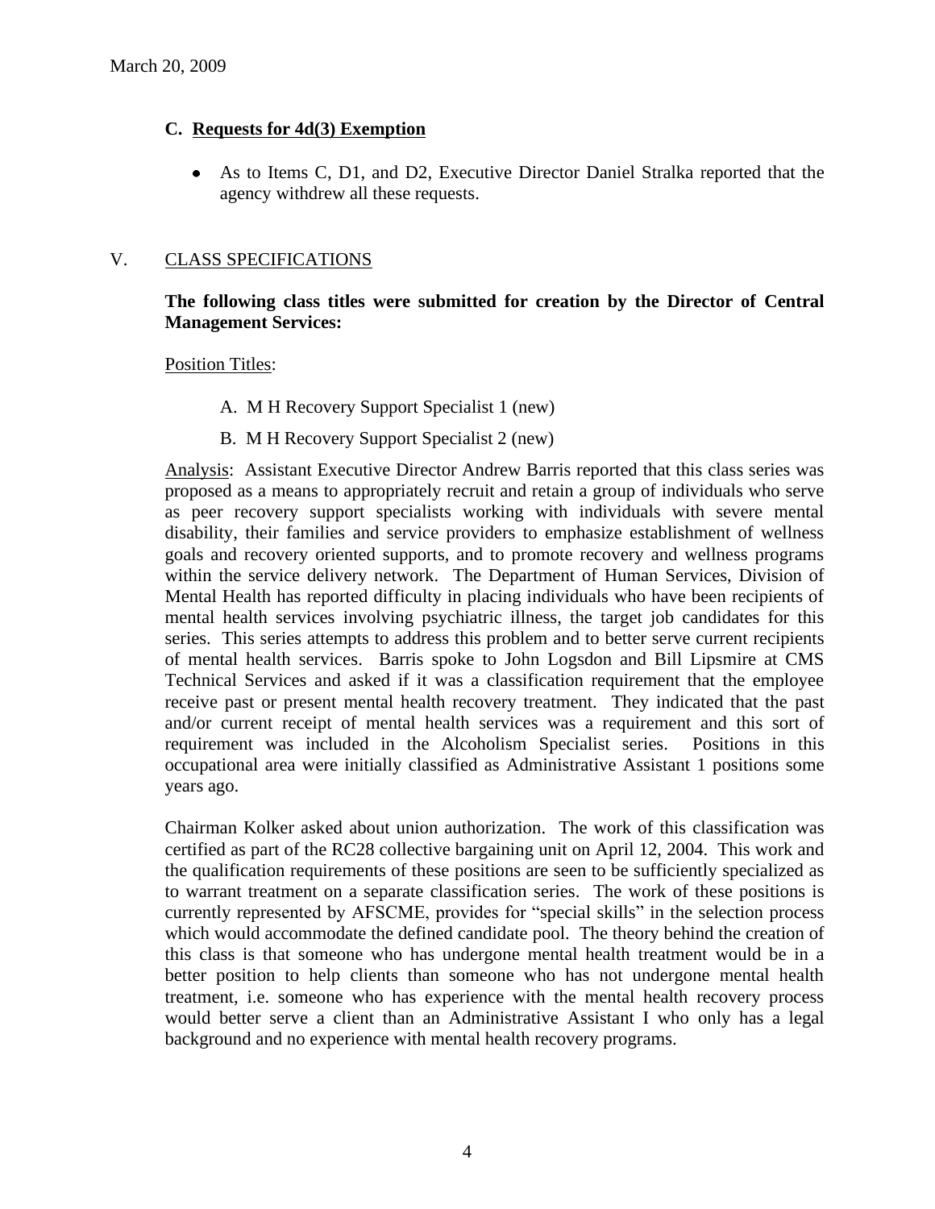March 20, 2009

### C. Requests for 4d(3) Exemption

- As to Items C, D1, and D2, Executive Director Daniel Stralka reported that the agency withdrew all these requests.

## V. CLASS SPECIFICATIONS

**The following class titles were submitted for creation by the Director of Central Management Services:**

Position Titles:

A. M H Recovery Support Specialist 1 (new)

B. M H Recovery Support Specialist 2 (new)

Analysis: Assistant Executive Director Andrew Barris reported that this class series was proposed as a means to appropriately recruit and retain a group of individuals who serve as peer recovery support specialists working with individuals with severe mental disability, their families and service providers to emphasize establishment of wellness goals and recovery oriented supports, and to promote recovery and wellness programs within the service delivery network. The Department of Human Services, Division of Mental Health has reported difficulty in placing individuals who have been recipients of mental health services involving psychiatric illness, the target job candidates for this series. This series attempts to address this problem and to better serve current recipients of mental health services. Barris spoke to John Logsdon and Bill Lipsmire at CMS Technical Services and asked if it was a classification requirement that the employee receive past or present mental health recovery treatment. They indicated that the past and/or current receipt of mental health services was a requirement and this sort of requirement was included in the Alcoholism Specialist series. Positions in this occupational area were initially classified as Administrative Assistant 1 positions some years ago.

Chairman Kolker asked about union authorization. The work of this classification was certified as part of the RC28 collective bargaining unit on April 12, 2004. This work and the qualification requirements of these positions are seen to be sufficiently specialized as to warrant treatment on a separate classification series. The work of these positions is currently represented by AFSCME, provides for "special skills" in the selection process which would accommodate the defined candidate pool. The theory behind the creation of this class is that someone who has undergone mental health treatment would be in a better position to help clients than someone who has not undergone mental health treatment, i.e. someone who has experience with the mental health recovery process would better serve a client than an Administrative Assistant I who only has a legal background and no experience with mental health recovery programs.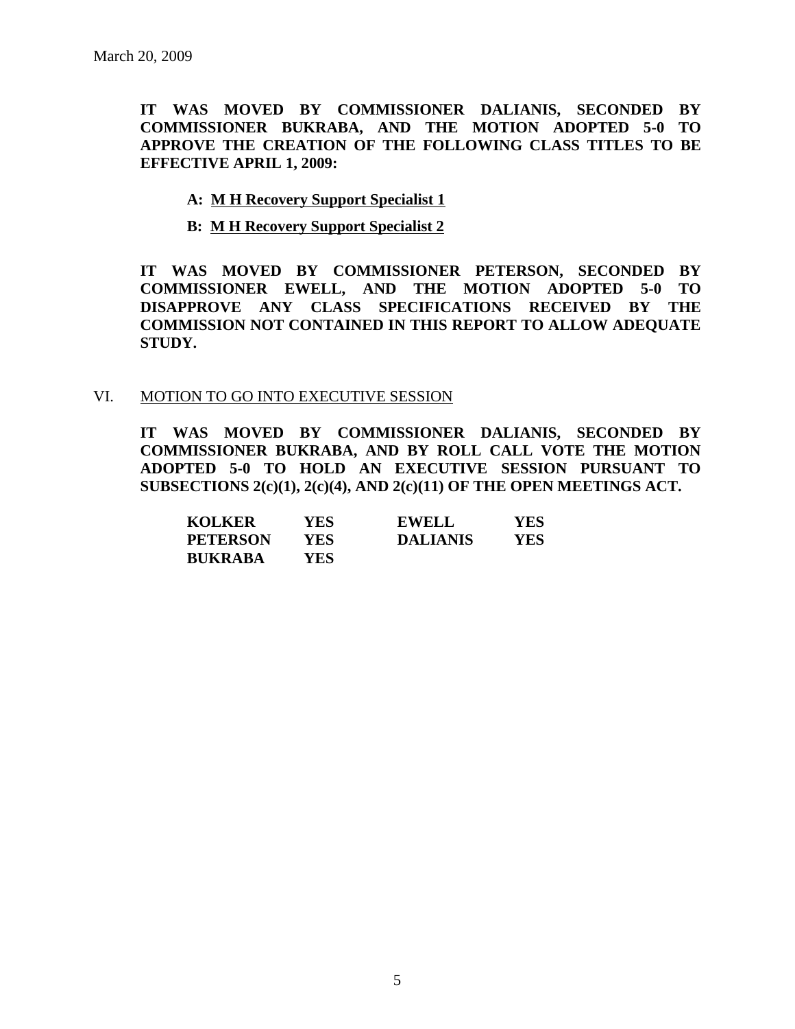March 20, 2009

**IT WAS MOVED BY COMMISSIONER DALIANIS, SECONDED BY COMMISSIONER BUKRABA, AND THE MOTION ADOPTED 5-0 TO APPROVE THE CREATION OF THE FOLLOWING CLASS TITLES TO BE EFFECTIVE APRIL 1, 2009:**

**A: <u>M H Recovery Support Specialist 1</u>**

**B: <u>M H Recovery Support Specialist 2</u>**

**IT WAS MOVED BY COMMISSIONER PETERSON, SECONDED BY COMMISSIONER EWELL, AND THE MOTION ADOPTED 5-0 TO DISAPPROVE ANY CLASS SPECIFICATIONS RECEIVED BY THE COMMISSION NOT CONTAINED IN THIS REPORT TO ALLOW ADEQUATE STUDY.**

VI. MOTION TO GO INTO EXECUTIVE SESSION

**IT WAS MOVED BY COMMISSIONER DALIANIS, SECONDED BY COMMISSIONER BUKRABA, AND BY ROLL CALL VOTE THE MOTION ADOPTED 5-0 TO HOLD AN EXECUTIVE SESSION PURSUANT TO SUBSECTIONS 2(c)(1), 2(c)(4), AND 2(c)(11) OF THE OPEN MEETINGS ACT.**

| | | | |
|---|---|---|---|
| **KOLKER** | **YES** | **EWELL** | **YES** |
| **PETERSON** | **YES** | **DALIANIS** | **YES** |
| **BUKRABA** | **YES** | | |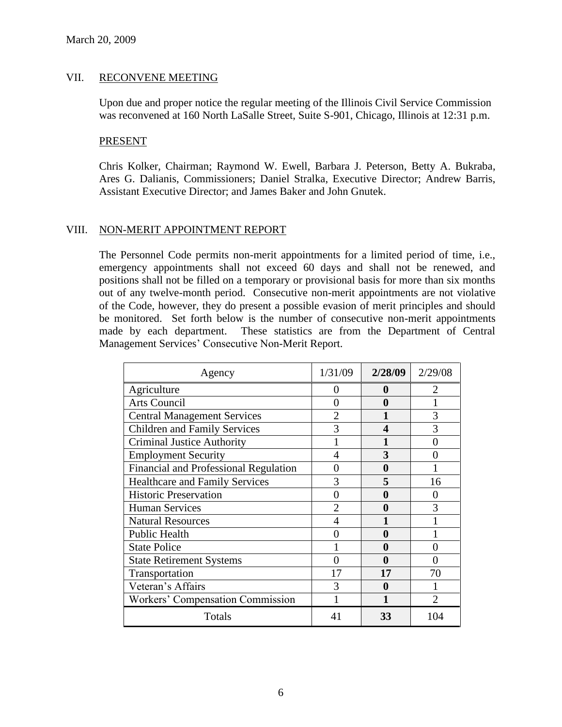March 20, 2009

## VII. RECONVENE MEETING

Upon due and proper notice the regular meeting of the Illinois Civil Service Commission was reconvened at 160 North LaSalle Street, Suite S-901, Chicago, Illinois at 12:31 p.m.

### PRESENT

Chris Kolker, Chairman; Raymond W. Ewell, Barbara J. Peterson, Betty A. Bukraba, Ares G. Dalianis, Commissioners; Daniel Stralka, Executive Director; Andrew Barris, Assistant Executive Director; and James Baker and John Gnutek.

## VIII. NON-MERIT APPOINTMENT REPORT

The Personnel Code permits non-merit appointments for a limited period of time, i.e., emergency appointments shall not exceed 60 days and shall not be renewed, and positions shall not be filled on a temporary or provisional basis for more than six months out of any twelve-month period. Consecutive non-merit appointments are not violative of the Code, however, they do present a possible evasion of merit principles and should be monitored. Set forth below is the number of consecutive non-merit appointments made by each department. These statistics are from the Department of Central Management Services' Consecutive Non-Merit Report.

| Agency | 1/31/09 | **2/28/09** | 2/29/08 |
|---|---|---|---|
| Agriculture | 0 | **0** | 2 |
| Arts Council | 0 | **0** | 1 |
| Central Management Services | 2 | **1** | 3 |
| Children and Family Services | 3 | **4** | 3 |
| Criminal Justice Authority | 1 | **1** | 0 |
| Employment Security | 4 | **3** | 0 |
| Financial and Professional Regulation | 0 | **0** | 1 |
| Healthcare and Family Services | 3 | **5** | 16 |
| Historic Preservation | 0 | **0** | 0 |
| Human Services | 2 | **0** | 3 |
| Natural Resources | 4 | **1** | 1 |
| Public Health | 0 | **0** | 1 |
| State Police | 1 | **0** | 0 |
| State Retirement Systems | 0 | **0** | 0 |
| Transportation | 17 | **17** | 70 |
| Veteran's Affairs | 3 | **0** | 1 |
| Workers' Compensation Commission | 1 | **1** | 2 |
| Totals | 41 | **33** | 104 |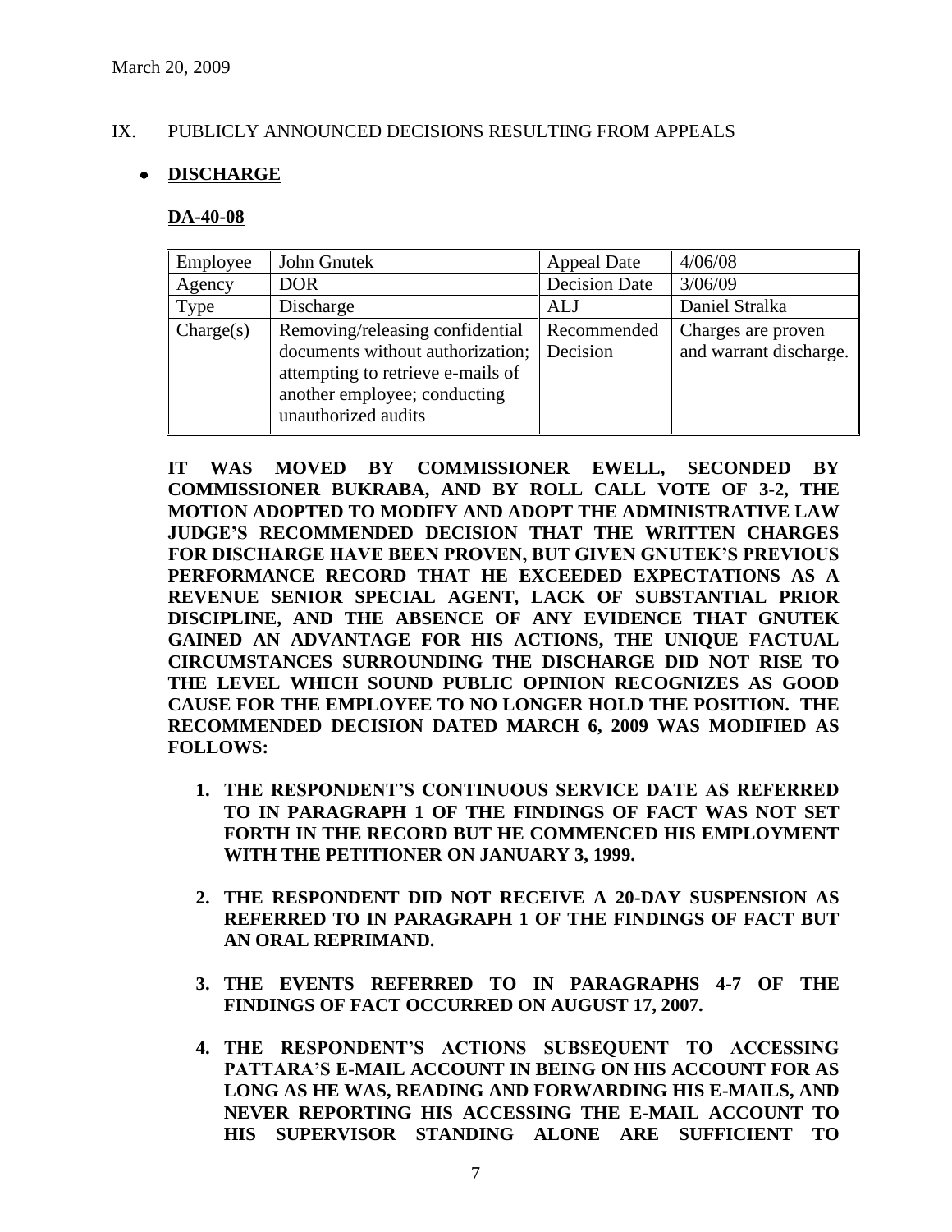March 20, 2009

## IX. PUBLICLY ANNOUNCED DECISIONS RESULTING FROM APPEALS

- **DISCHARGE**

### DA-40-08

| Employee | John Gnutek | Appeal Date | 4/06/08 |
|---|---|---|---|
| Agency | DOR | Decision Date | 3/06/09 |
| Type | Discharge | ALJ | Daniel Stralka |
| Charge(s) | Removing/releasing confidential documents without authorization; attempting to retrieve e-mails of another employee; conducting unauthorized audits | Recommended Decision | Charges are proven and warrant discharge. |

**IT WAS MOVED BY COMMISSIONER EWELL, SECONDED BY COMMISSIONER BUKRABA, AND BY ROLL CALL VOTE OF 3-2, THE MOTION ADOPTED TO MODIFY AND ADOPT THE ADMINISTRATIVE LAW JUDGE'S RECOMMENDED DECISION THAT THE WRITTEN CHARGES FOR DISCHARGE HAVE BEEN PROVEN, BUT GIVEN GNUTEK'S PREVIOUS PERFORMANCE RECORD THAT HE EXCEEDED EXPECTATIONS AS A REVENUE SENIOR SPECIAL AGENT, LACK OF SUBSTANTIAL PRIOR DISCIPLINE, AND THE ABSENCE OF ANY EVIDENCE THAT GNUTEK GAINED AN ADVANTAGE FOR HIS ACTIONS, THE UNIQUE FACTUAL CIRCUMSTANCES SURROUNDING THE DISCHARGE DID NOT RISE TO THE LEVEL WHICH SOUND PUBLIC OPINION RECOGNIZES AS GOOD CAUSE FOR THE EMPLOYEE TO NO LONGER HOLD THE POSITION. THE RECOMMENDED DECISION DATED MARCH 6, 2009 WAS MODIFIED AS FOLLOWS:**

1. **THE RESPONDENT'S CONTINUOUS SERVICE DATE AS REFERRED TO IN PARAGRAPH 1 OF THE FINDINGS OF FACT WAS NOT SET FORTH IN THE RECORD BUT HE COMMENCED HIS EMPLOYMENT WITH THE PETITIONER ON JANUARY 3, 1999.**

2. **THE RESPONDENT DID NOT RECEIVE A 20-DAY SUSPENSION AS REFERRED TO IN PARAGRAPH 1 OF THE FINDINGS OF FACT BUT AN ORAL REPRIMAND.**

3. **THE EVENTS REFERRED TO IN PARAGRAPHS 4-7 OF THE FINDINGS OF FACT OCCURRED ON AUGUST 17, 2007.**

4. **THE RESPONDENT'S ACTIONS SUBSEQUENT TO ACCESSING PATTARA'S E-MAIL ACCOUNT IN BEING ON HIS ACCOUNT FOR AS LONG AS HE WAS, READING AND FORWARDING HIS E-MAILS, AND NEVER REPORTING HIS ACCESSING THE E-MAIL ACCOUNT TO HIS SUPERVISOR STANDING ALONE ARE SUFFICIENT TO**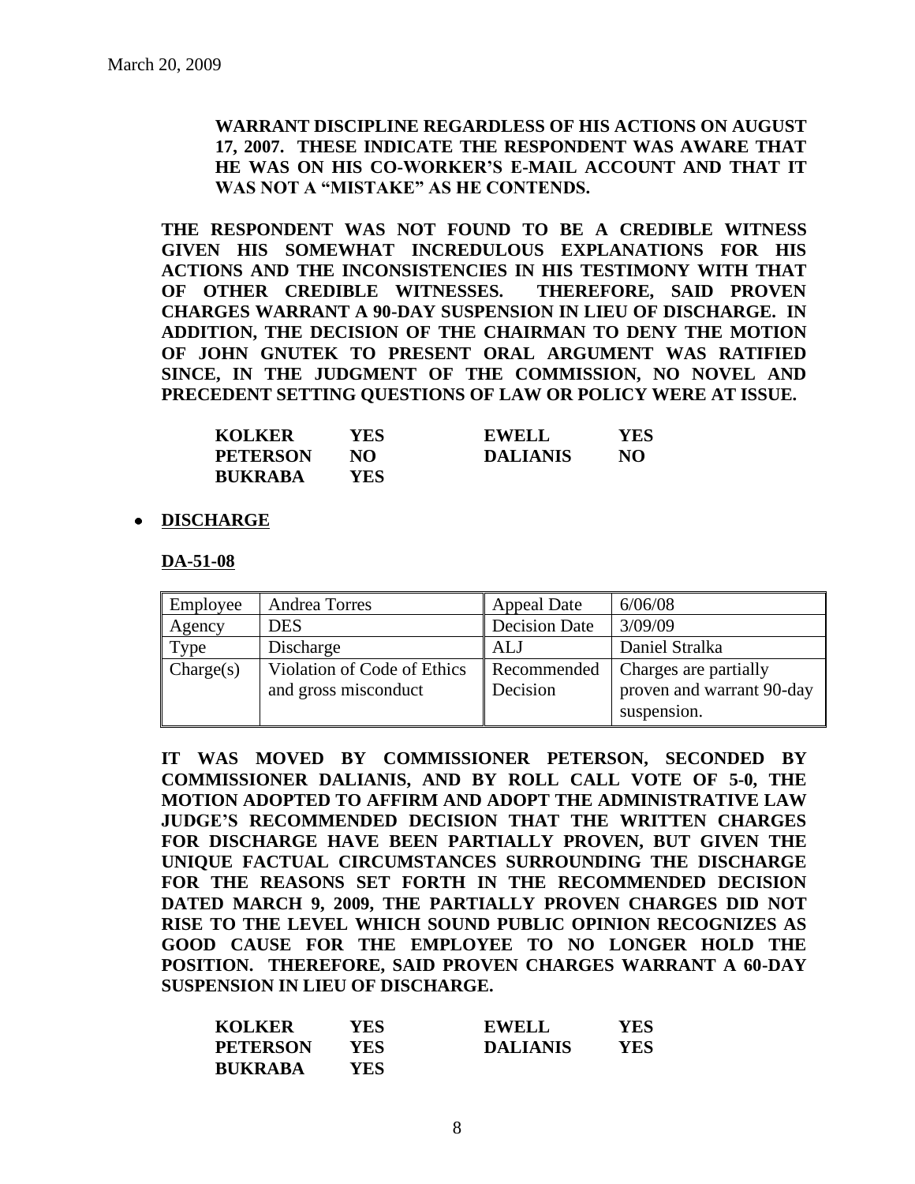**WARRANT DISCIPLINE REGARDLESS OF HIS ACTIONS ON AUGUST 17, 2007. THESE INDICATE THE RESPONDENT WAS AWARE THAT HE WAS ON HIS CO-WORKER'S E-MAIL ACCOUNT AND THAT IT WAS NOT A "MISTAKE" AS HE CONTENDS.**

**THE RESPONDENT WAS NOT FOUND TO BE A CREDIBLE WITNESS GIVEN HIS SOMEWHAT INCREDULOUS EXPLANATIONS FOR HIS ACTIONS AND THE INCONSISTENCIES IN HIS TESTIMONY WITH THAT OF OTHER CREDIBLE WITNESSES. THEREFORE, SAID PROVEN CHARGES WARRANT A 90-DAY SUSPENSION IN LIEU OF DISCHARGE. IN ADDITION, THE DECISION OF THE CHAIRMAN TO DENY THE MOTION OF JOHN GNUTEK TO PRESENT ORAL ARGUMENT WAS RATIFIED SINCE, IN THE JUDGMENT OF THE COMMISSION, NO NOVEL AND PRECEDENT SETTING QUESTIONS OF LAW OR POLICY WERE AT ISSUE.**

| | | | |
|---|---|---|---|
| **KOLKER** | **YES** | **EWELL** | **YES** |
| **PETERSON** | **NO** | **DALIANIS** | **NO** |
| **BUKRABA** | **YES** | | |

- **DISCHARGE**

**DA-51-08**

| Employee | Andrea Torres | Appeal Date | 6/06/08 |
|---|---|---|---|
| Agency | DES | Decision Date | 3/09/09 |
| Type | Discharge | ALJ | Daniel Stralka |
| Charge(s) | Violation of Code of Ethics and gross misconduct | Recommended Decision | Charges are partially proven and warrant 90-day suspension. |

**IT WAS MOVED BY COMMISSIONER PETERSON, SECONDED BY COMMISSIONER DALIANIS, AND BY ROLL CALL VOTE OF 5-0, THE MOTION ADOPTED TO AFFIRM AND ADOPT THE ADMINISTRATIVE LAW JUDGE'S RECOMMENDED DECISION THAT THE WRITTEN CHARGES FOR DISCHARGE HAVE BEEN PARTIALLY PROVEN, BUT GIVEN THE UNIQUE FACTUAL CIRCUMSTANCES SURROUNDING THE DISCHARGE FOR THE REASONS SET FORTH IN THE RECOMMENDED DECISION DATED MARCH 9, 2009, THE PARTIALLY PROVEN CHARGES DID NOT RISE TO THE LEVEL WHICH SOUND PUBLIC OPINION RECOGNIZES AS GOOD CAUSE FOR THE EMPLOYEE TO NO LONGER HOLD THE POSITION. THEREFORE, SAID PROVEN CHARGES WARRANT A 60-DAY SUSPENSION IN LIEU OF DISCHARGE.**

| | | | |
|---|---|---|---|
| **KOLKER** | **YES** | **EWELL** | **YES** |
| **PETERSON** | **YES** | **DALIANIS** | **YES** |
| **BUKRABA** | **YES** | | |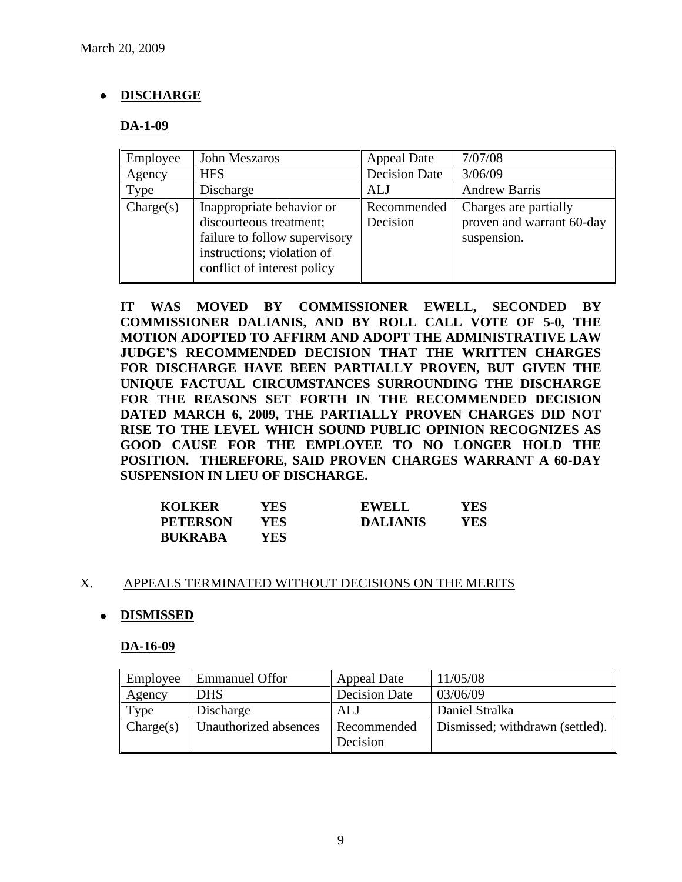March 20, 2009

- **DISCHARGE**

**DA-1-09**

| Employee | John Meszaros | Appeal Date | 7/07/08 |
|---|---|---|---|
| Agency | HFS | Decision Date | 3/06/09 |
| Type | Discharge | ALJ | Andrew Barris |
| Charge(s) | Inappropriate behavior or discourteous treatment; failure to follow supervisory instructions; violation of conflict of interest policy | Recommended Decision | Charges are partially proven and warrant 60-day suspension. |

**IT WAS MOVED BY COMMISSIONER EWELL, SECONDED BY COMMISSIONER DALIANIS, AND BY ROLL CALL VOTE OF 5-0, THE MOTION ADOPTED TO AFFIRM AND ADOPT THE ADMINISTRATIVE LAW JUDGE'S RECOMMENDED DECISION THAT THE WRITTEN CHARGES FOR DISCHARGE HAVE BEEN PARTIALLY PROVEN, BUT GIVEN THE UNIQUE FACTUAL CIRCUMSTANCES SURROUNDING THE DISCHARGE FOR THE REASONS SET FORTH IN THE RECOMMENDED DECISION DATED MARCH 6, 2009, THE PARTIALLY PROVEN CHARGES DID NOT RISE TO THE LEVEL WHICH SOUND PUBLIC OPINION RECOGNIZES AS GOOD CAUSE FOR THE EMPLOYEE TO NO LONGER HOLD THE POSITION. THEREFORE, SAID PROVEN CHARGES WARRANT A 60-DAY SUSPENSION IN LIEU OF DISCHARGE.**

| | | | |
|---|---|---|---|
| **KOLKER** | **YES** | **EWELL** | **YES** |
| **PETERSON** | **YES** | **DALIANIS** | **YES** |
| **BUKRABA** | **YES** | | |

X. APPEALS TERMINATED WITHOUT DECISIONS ON THE MERITS

- **DISMISSED**

**DA-16-09**

| Employee | Emmanuel Offor | Appeal Date | 11/05/08 |
|---|---|---|---|
| Agency | DHS | Decision Date | 03/06/09 |
| Type | Discharge | ALJ | Daniel Stralka |
| Charge(s) | Unauthorized absences | Recommended Decision | Dismissed; withdrawn (settled). |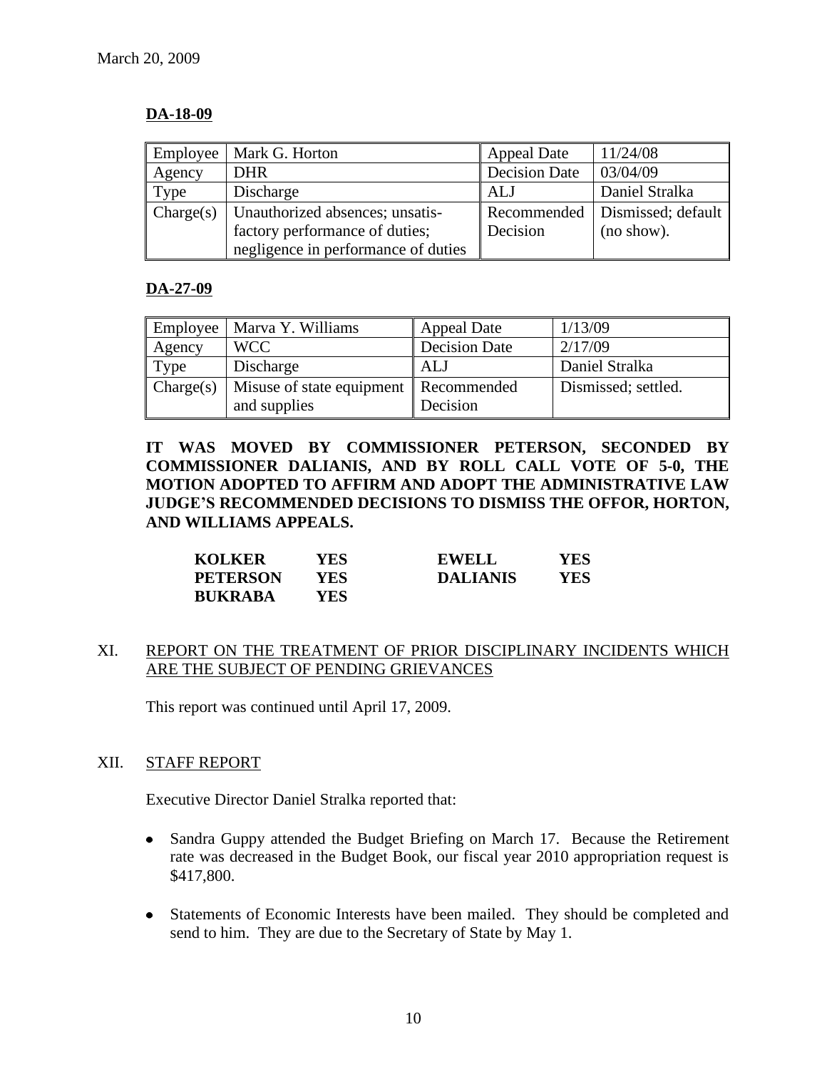March 20, 2009

**DA-18-09**

| Employee | Mark G. Horton | Appeal Date | 11/24/08 |
|---|---|---|---|
| Agency | DHR | Decision Date | 03/04/09 |
| Type | Discharge | ALJ | Daniel Stralka |
| Charge(s) | Unauthorized absences; unsatis-factory performance of duties; negligence in performance of duties | Recommended Decision | Dismissed; default (no show). |

**DA-27-09**

| Employee | Marva Y. Williams | Appeal Date | 1/13/09 |
|---|---|---|---|
| Agency | WCC | Decision Date | 2/17/09 |
| Type | Discharge | ALJ | Daniel Stralka |
| Charge(s) | Misuse of state equipment and supplies | Recommended Decision | Dismissed; settled. |

**IT WAS MOVED BY COMMISSIONER PETERSON, SECONDED BY COMMISSIONER DALIANIS, AND BY ROLL CALL VOTE OF 5-0, THE MOTION ADOPTED TO AFFIRM AND ADOPT THE ADMINISTRATIVE LAW JUDGE'S RECOMMENDED DECISIONS TO DISMISS THE OFFOR, HORTON, AND WILLIAMS APPEALS.**

| | | | |
|---|---|---|---|
| **KOLKER** | **YES** | **EWELL** | **YES** |
| **PETERSON** | **YES** | **DALIANIS** | **YES** |
| **BUKRABA** | **YES** | | |

## XI. REPORT ON THE TREATMENT OF PRIOR DISCIPLINARY INCIDENTS WHICH ARE THE SUBJECT OF PENDING GRIEVANCES

This report was continued until April 17, 2009.

## XII. STAFF REPORT

Executive Director Daniel Stralka reported that:

- Sandra Guppy attended the Budget Briefing on March 17. Because the Retirement rate was decreased in the Budget Book, our fiscal year 2010 appropriation request is $417,800.
- Statements of Economic Interests have been mailed. They should be completed and send to him. They are due to the Secretary of State by May 1.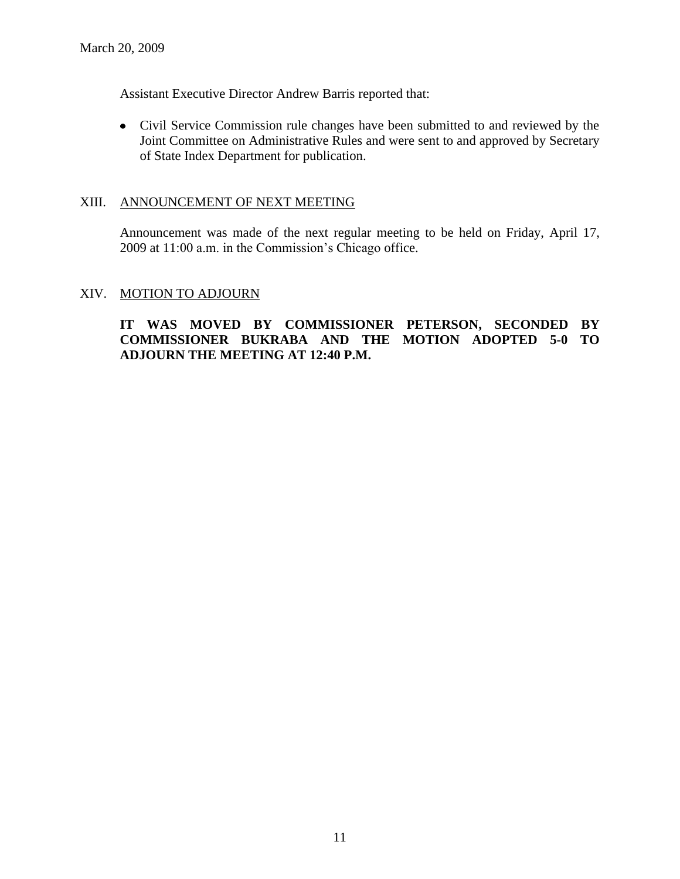Assistant Executive Director Andrew Barris reported that:

- Civil Service Commission rule changes have been submitted to and reviewed by the Joint Committee on Administrative Rules and were sent to and approved by Secretary of State Index Department for publication.

## XIII. ANNOUNCEMENT OF NEXT MEETING

Announcement was made of the next regular meeting to be held on Friday, April 17, 2009 at 11:00 a.m. in the Commission's Chicago office.

## XIV. MOTION TO ADJOURN

**IT WAS MOVED BY COMMISSIONER PETERSON, SECONDED BY COMMISSIONER BUKRABA AND THE MOTION ADOPTED 5-0 TO ADJOURN THE MEETING AT 12:40 P.M.**